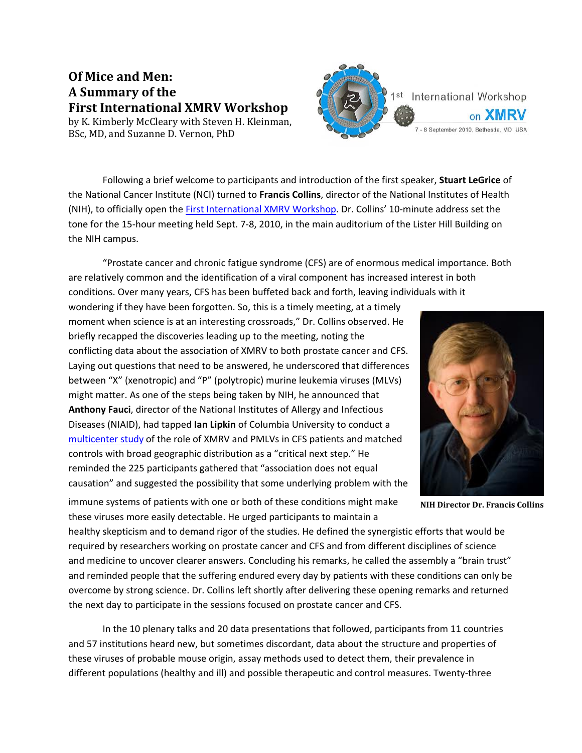# Of Mice and Men: A Summary of the First International XMRV Workshop

by K. Kimberly McCleary with Steven H. Kleinman, BSc, MD, and Suzanne D. Vernon, PhD

1st International Workshop on XMRV

7 - 8 September 2010, Bethesda, MD USA

Following a brief welcome to participants and introduction of the first speaker, **Stuart LeGrice** of the National Cancer Institute (NCI) turned to **Francis Collins**, director of the National Institutes of Health (NIH), to officially open the First International XMRV Workshop. Dr. Collins' 10-minute address set the tone for the 15-hour meeting held Sept. 7-8, 2010, in the main auditorium of the Lister Hill Building on the NIH campus.

"Prostate cancer and chronic fatigue syndrome (CFS) are of enormous medical importance. Both are relatively common and the identification of a viral component has increased interest in both conditions. Over many years, CFS has been buffeted back and forth, leaving individuals with it wondering if they have been forgotten. So, this is a timely meeting, at a timely moment when science is at an interesting crossroads," Dr. Collins observed. He briefly recapped the discoveries leading up to the meeting, noting the conflicting data about the association of XMRV to both prostate cancer and CFS. Laying out questions that need to be answered, he underscored that differences between "X" (xenotropic) and "P" (polytropic) murine leukemia viruses (MLVs) might matter. As one of the steps being taken by NIH, he announced that **Anthony Fauci**, director of the National Institutes of Allergy and Infectious Diseases (NIAID), had tapped **Ian Lipkin** of Columbia University to conduct a multicenter study of the role of XMRV and PMLVs in CFS patients and matched controls with broad geographic distribution as a "critical next step." He reminded the 225 participants gathered that "association does not equal causation" and suggested the possibility that some underlying problem with the immune systems of patients with one or both of these conditions might make these viruses more easily detectable. He urged participants to maintain a healthy skepticism and to demand rigor of the studies. He defined the synergistic efforts that would be required by researchers working on prostate cancer and CFS and from different disciplines of science and medicine to uncover clearer answers. Concluding his remarks, he called the assembly a "brain trust" and reminded people that the suffering endured every day by patients with these conditions can only be overcome by strong science. Dr. Collins left shortly after delivering these opening remarks and returned the next day to participate in the sessions focused on prostate cancer and CFS.

**NIH Director Dr. Francis Collins**

In the 10 plenary talks and 20 data presentations that followed, participants from 11 countries and 57 institutions heard new, but sometimes discordant, data about the structure and properties of these viruses of probable mouse origin, assay methods used to detect them, their prevalence in different populations (healthy and ill) and possible therapeutic and control measures. Twenty-three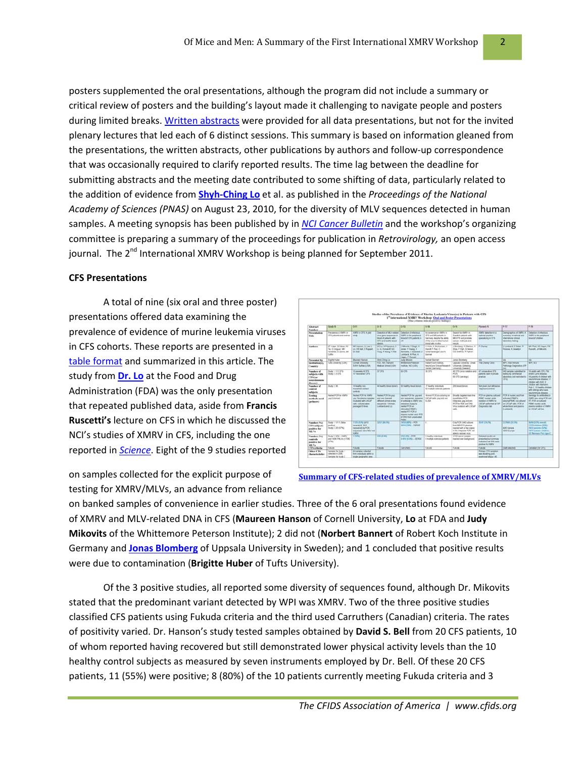posters supplemented the oral presentations, although the program did not include a summary or critical review of posters and the building's layout made it challenging to navigate people and posters during limited breaks. Written abstracts were provided for all data presentations, but not for the invited plenary lectures that led each of 6 distinct sessions. This summary is based on information gleaned from the presentations, the written abstracts, other publications by authors and follow-up correspondence that was occasionally required to clarify reported results. The time lag between the deadline for submitting abstracts and the meeting date contributed to some shifting of data, particularly related to the addition of evidence from **Shyh-Ching Lo** et al. as published in the *Proceedings of the National Academy of Sciences (PNAS)* on August 23, 2010, for the diversity of MLV sequences detected in human samples. A meeting synopsis has been published by in *NCI Cancer Bulletin* and the workshop's organizing committee is preparing a summary of the proceedings for publication in *Retrovirology,* an open access journal. The 2nd International XMRV Workshop is being planned for September 2011.

**CFS Presentations**

A total of nine (six oral and three poster) presentations offered data examining the prevalence of evidence of murine leukemia viruses in CFS cohorts. These reports are presented in a table format and summarized in this article. The study from **Dr. Lo** at the Food and Drug Administration (FDA) was the only presentation that repeated published data, aside from **Francis Ruscetti's** lecture on CFS in which he discussed the NCI's studies of XMRV in CFS, including the one reported in *Science*. Eight of the 9 studies reported on samples collected for the explicit purpose of testing for XMRV/MLVs, an advance from reliance on banked samples of convenience in earlier studies. Three of the 6 oral presentations found evidence of XMRV and MLV-related DNA in CFS (**Maureen Hanson** of Cornell University, **Lo** at FDA and **Judy Mikovits** of the Whittemore Peterson Institute); 2 did not (**Norbert Bannert** of Robert Koch Institute in Germany and **Jonas Blomberg** of Uppsala University in Sweden); and 1 concluded that positive results were due to contamination (**Brigitte Huber** of Tufts University).

Summary of CFS-related studies of prevalence of XMRV/MLVs

Of the 3 positive studies, all reported some diversity of sequences found, although Dr. Mikovits stated that the predominant variant detected by WPI was XMRV. Two of the three positive studies classified CFS patients using Fukuda criteria and the third used Carruthers (Canadian) criteria. The rates of positivity varied. Dr. Hanson's study tested samples obtained by **David S. Bell** from 20 CFS patients, 10 of whom reported having recovered but still demonstrated lower physical activity levels than the 10 healthy control subjects as measured by seven instruments employed by Dr. Bell. Of these 20 CFS patients, 11 (55%) were positive; 8 (80%) of the 10 patients currently meeting Fukuda criteria and 3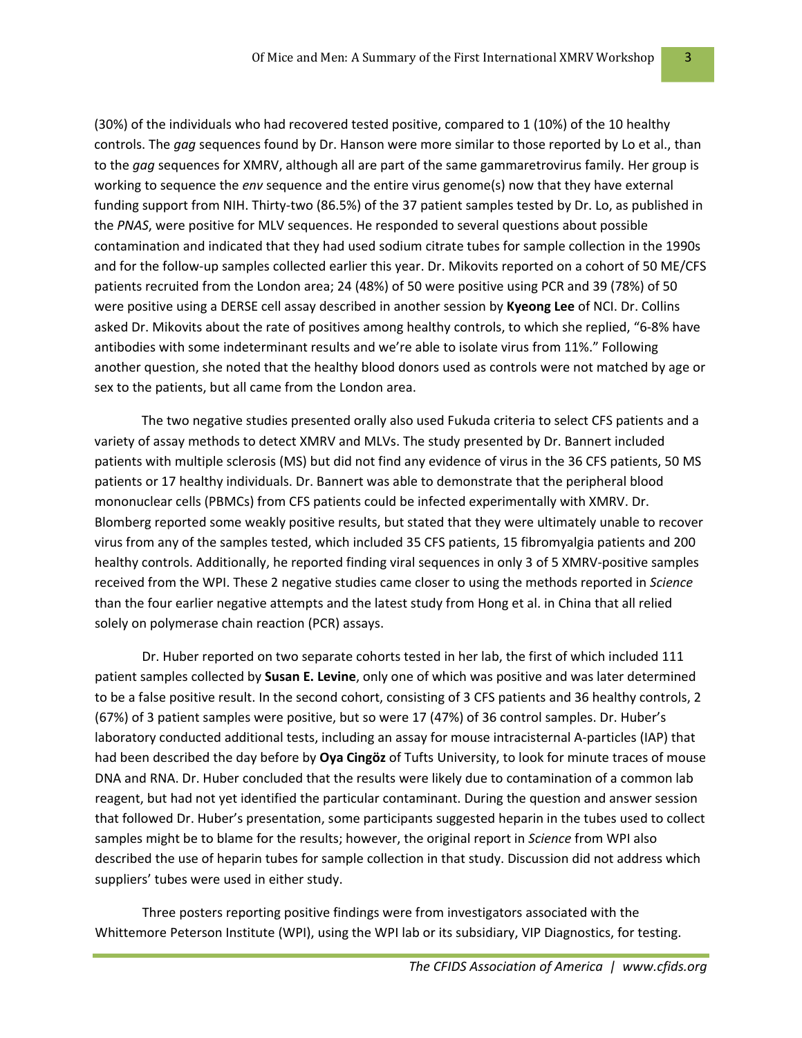(30%) of the individuals who had recovered tested positive, compared to 1 (10%) of the 10 healthy controls. The *gag* sequences found by Dr. Hanson were more similar to those reported by Lo et al., than to the *gag* sequences for XMRV, although all are part of the same gammaretrovirus family. Her group is working to sequence the *env* sequence and the entire virus genome(s) now that they have external funding support from NIH. Thirty-two (86.5%) of the 37 patient samples tested by Dr. Lo, as published in the *PNAS*, were positive for MLV sequences. He responded to several questions about possible contamination and indicated that they had used sodium citrate tubes for sample collection in the 1990s and for the follow-up samples collected earlier this year. Dr. Mikovits reported on a cohort of 50 ME/CFS patients recruited from the London area; 24 (48%) of 50 were positive using PCR and 39 (78%) of 50 were positive using a DERSE cell assay described in another session by **Kyeong Lee** of NCI. Dr. Collins asked Dr. Mikovits about the rate of positives among healthy controls, to which she replied, "6-8% have antibodies with some indeterminant results and we're able to isolate virus from 11%." Following another question, she noted that the healthy blood donors used as controls were not matched by age or sex to the patients, but all came from the London area.

The two negative studies presented orally also used Fukuda criteria to select CFS patients and a variety of assay methods to detect XMRV and MLVs. The study presented by Dr. Bannert included patients with multiple sclerosis (MS) but did not find any evidence of virus in the 36 CFS patients, 50 MS patients or 17 healthy individuals. Dr. Bannert was able to demonstrate that the peripheral blood mononuclear cells (PBMCs) from CFS patients could be infected experimentally with XMRV. Dr. Blomberg reported some weakly positive results, but stated that they were ultimately unable to recover virus from any of the samples tested, which included 35 CFS patients, 15 fibromyalgia patients and 200 healthy controls. Additionally, he reported finding viral sequences in only 3 of 5 XMRV-positive samples received from the WPI. These 2 negative studies came closer to using the methods reported in *Science* than the four earlier negative attempts and the latest study from Hong et al. in China that all relied solely on polymerase chain reaction (PCR) assays.

Dr. Huber reported on two separate cohorts tested in her lab, the first of which included 111 patient samples collected by **Susan E. Levine**, only one of which was positive and was later determined to be a false positive result. In the second cohort, consisting of 3 CFS patients and 36 healthy controls, 2 (67%) of 3 patient samples were positive, but so were 17 (47%) of 36 control samples. Dr. Huber's laboratory conducted additional tests, including an assay for mouse intracisternal A-particles (IAP) that had been described the day before by **Oya Cingöz** of Tufts University, to look for minute traces of mouse DNA and RNA. Dr. Huber concluded that the results were likely due to contamination of a common lab reagent, but had not yet identified the particular contaminant. During the question and answer session that followed Dr. Huber's presentation, some participants suggested heparin in the tubes used to collect samples might be to blame for the results; however, the original report in *Science* from WPI also described the use of heparin tubes for sample collection in that study. Discussion did not address which suppliers' tubes were used in either study.

Three posters reporting positive findings were from investigators associated with the Whittemore Peterson Institute (WPI), using the WPI lab or its subsidiary, VIP Diagnostics, for testing.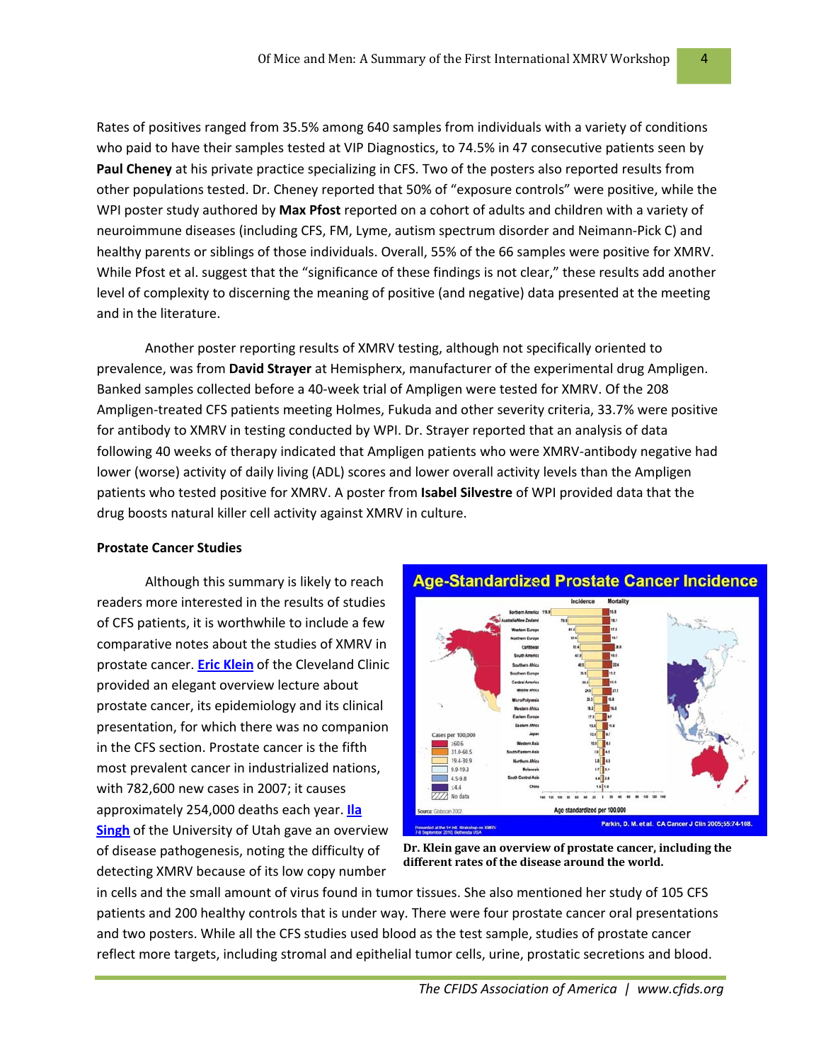Rates of positives ranged from 35.5% among 640 samples from individuals with a variety of conditions who paid to have their samples tested at VIP Diagnostics, to 74.5% in 47 consecutive patients seen by **Paul Cheney** at his private practice specializing in CFS. Two of the posters also reported results from other populations tested. Dr. Cheney reported that 50% of "exposure controls" were positive, while the WPI poster study authored by **Max Pfost** reported on a cohort of adults and children with a variety of neuroimmune diseases (including CFS, FM, Lyme, autism spectrum disorder and Neimann-Pick C) and healthy parents or siblings of those individuals. Overall, 55% of the 66 samples were positive for XMRV. While Pfost et al. suggest that the "significance of these findings is not clear," these results add another level of complexity to discerning the meaning of positive (and negative) data presented at the meeting and in the literature.

Another poster reporting results of XMRV testing, although not specifically oriented to prevalence, was from **David Strayer** at Hemispherx, manufacturer of the experimental drug Ampligen. Banked samples collected before a 40-week trial of Ampligen were tested for XMRV. Of the 208 Ampligen-treated CFS patients meeting Holmes, Fukuda and other severity criteria, 33.7% were positive for antibody to XMRV in testing conducted by WPI. Dr. Strayer reported that an analysis of data following 40 weeks of therapy indicated that Ampligen patients who were XMRV-antibody negative had lower (worse) activity of daily living (ADL) scores and lower overall activity levels than the Ampligen patients who tested positive for XMRV. A poster from **Isabel Silvestre** of WPI provided data that the drug boosts natural killer cell activity against XMRV in culture.

**Prostate Cancer Studies**

Although this summary is likely to reach readers more interested in the results of studies of CFS patients, it is worthwhile to include a few comparative notes about the studies of XMRV in prostate cancer. **Eric Klein** of the Cleveland Clinic provided an elegant overview lecture about prostate cancer, its epidemiology and its clinical presentation, for which there was no companion in the CFS section. Prostate cancer is the fifth most prevalent cancer in industrialized nations, with 782,600 new cases in 2007; it causes approximately 254,000 deaths each year. **Ila Singh** of the University of Utah gave an overview of disease pathogenesis, noting the difficulty of detecting XMRV because of its low copy number in cells and the small amount of virus found in tumor tissues. She also mentioned her study of 105 CFS patients and 200 healthy controls that is under way. There were four prostate cancer oral presentations and two posters. While all the CFS studies used blood as the test sample, studies of prostate cancer reflect more targets, including stromal and epithelial tumor cells, urine, prostatic secretions and blood.

**Dr. Klein gave an overview of prostate cancer, including the different rates of the disease around the world.**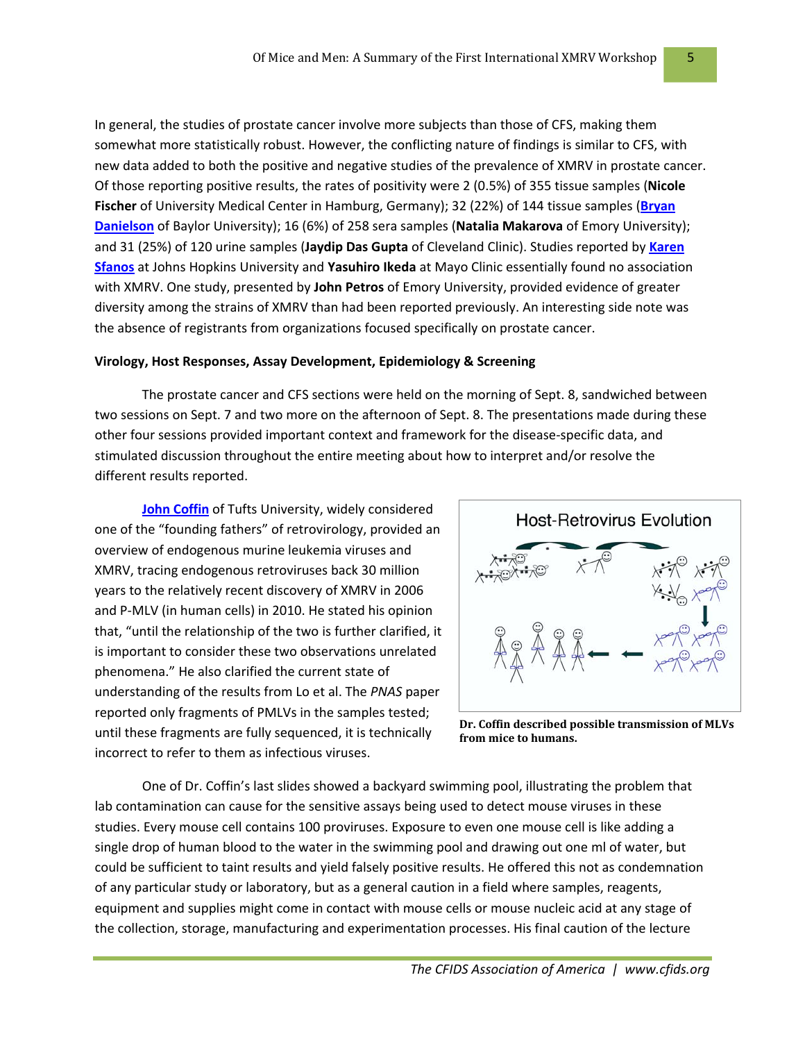In general, the studies of prostate cancer involve more subjects than those of CFS, making them somewhat more statistically robust. However, the conflicting nature of findings is similar to CFS, with new data added to both the positive and negative studies of the prevalence of XMRV in prostate cancer. Of those reporting positive results, the rates of positivity were 2 (0.5%) of 355 tissue samples (**Nicole Fischer** of University Medical Center in Hamburg, Germany); 32 (22%) of 144 tissue samples (**Bryan Danielson** of Baylor University); 16 (6%) of 258 sera samples (**Natalia Makarova** of Emory University); and 31 (25%) of 120 urine samples (**Jaydip Das Gupta** of Cleveland Clinic). Studies reported by **Karen Sfanos** at Johns Hopkins University and **Yasuhiro Ikeda** at Mayo Clinic essentially found no association with XMRV. One study, presented by **John Petros** of Emory University, provided evidence of greater diversity among the strains of XMRV than had been reported previously. An interesting side note was the absence of registrants from organizations focused specifically on prostate cancer.

**Virology, Host Responses, Assay Development, Epidemiology & Screening**

The prostate cancer and CFS sections were held on the morning of Sept. 8, sandwiched between two sessions on Sept. 7 and two more on the afternoon of Sept. 8. The presentations made during these other four sessions provided important context and framework for the disease-specific data, and stimulated discussion throughout the entire meeting about how to interpret and/or resolve the different results reported.

**John Coffin** of Tufts University, widely considered one of the "founding fathers" of retrovirology, provided an overview of endogenous murine leukemia viruses and XMRV, tracing endogenous retroviruses back 30 million years to the relatively recent discovery of XMRV in 2006 and P-MLV (in human cells) in 2010. He stated his opinion that, "until the relationship of the two is further clarified, it is important to consider these two observations unrelated phenomena." He also clarified the current state of understanding of the results from Lo et al. The *PNAS* paper reported only fragments of PMLVs in the samples tested; until these fragments are fully sequenced, it is technically incorrect to refer to them as infectious viruses.

Host-Retrovirus Evolution

**Dr. Coffin described possible transmission of MLVs from mice to humans.**

One of Dr. Coffin's last slides showed a backyard swimming pool, illustrating the problem that lab contamination can cause for the sensitive assays being used to detect mouse viruses in these studies. Every mouse cell contains 100 proviruses. Exposure to even one mouse cell is like adding a single drop of human blood to the water in the swimming pool and drawing out one ml of water, but could be sufficient to taint results and yield falsely positive results. He offered this not as condemnation of any particular study or laboratory, but as a general caution in a field where samples, reagents, equipment and supplies might come in contact with mouse cells or mouse nucleic acid at any stage of the collection, storage, manufacturing and experimentation processes. His final caution of the lecture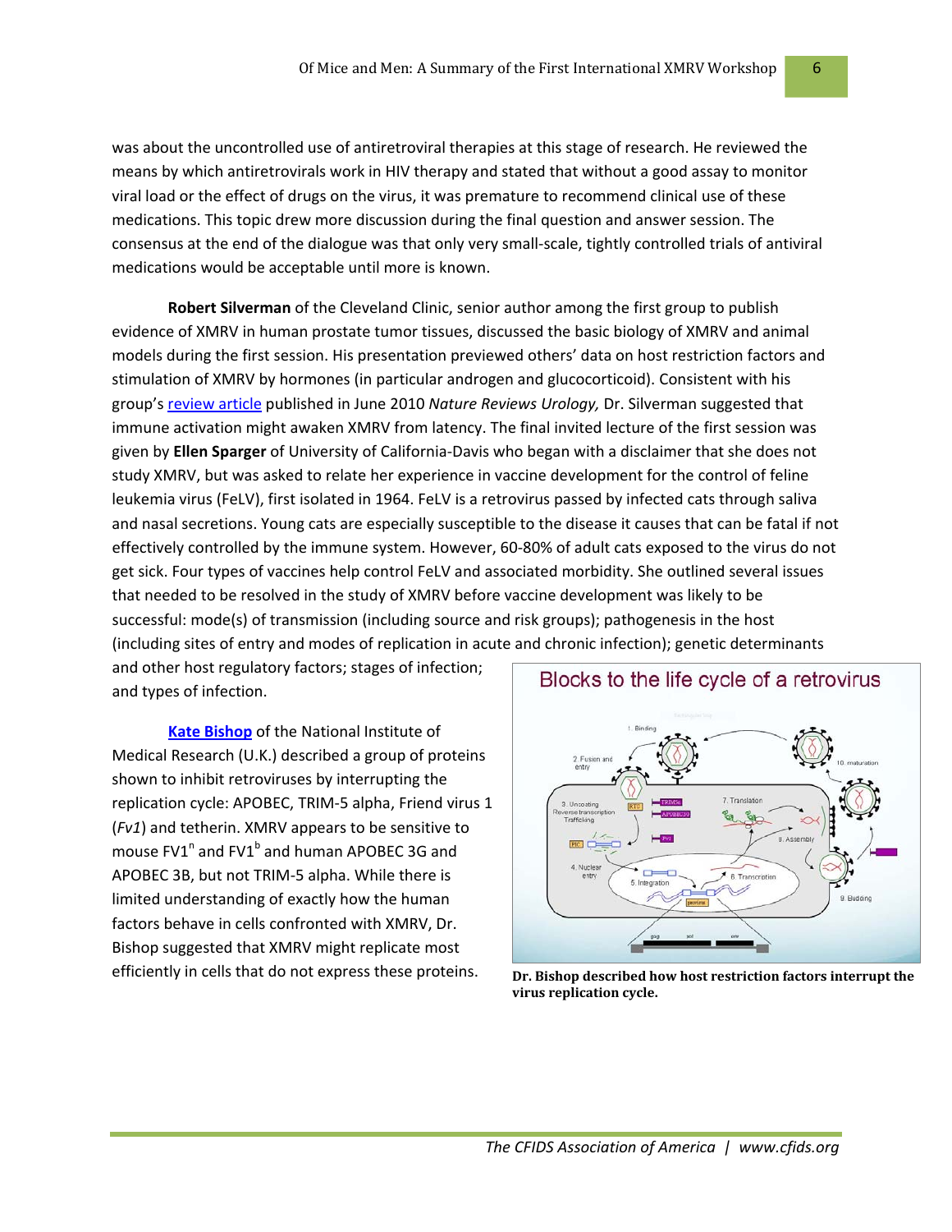was about the uncontrolled use of antiretroviral therapies at this stage of research. He reviewed the means by which antiretrovirals work in HIV therapy and stated that without a good assay to monitor viral load or the effect of drugs on the virus, it was premature to recommend clinical use of these medications. This topic drew more discussion during the final question and answer session. The consensus at the end of the dialogue was that only very small-scale, tightly controlled trials of antiviral medications would be acceptable until more is known.

**Robert Silverman** of the Cleveland Clinic, senior author among the first group to publish evidence of XMRV in human prostate tumor tissues, discussed the basic biology of XMRV and animal models during the first session. His presentation previewed others' data on host restriction factors and stimulation of XMRV by hormones (in particular androgen and glucocorticoid). Consistent with his group's review article published in June 2010 *Nature Reviews Urology,* Dr. Silverman suggested that immune activation might awaken XMRV from latency. The final invited lecture of the first session was given by **Ellen Sparger** of University of California-Davis who began with a disclaimer that she does not study XMRV, but was asked to relate her experience in vaccine development for the control of feline leukemia virus (FeLV), first isolated in 1964. FeLV is a retrovirus passed by infected cats through saliva and nasal secretions. Young cats are especially susceptible to the disease it causes that can be fatal if not effectively controlled by the immune system. However, 60-80% of adult cats exposed to the virus do not get sick. Four types of vaccines help control FeLV and associated morbidity. She outlined several issues that needed to be resolved in the study of XMRV before vaccine development was likely to be successful: mode(s) of transmission (including source and risk groups); pathogenesis in the host (including sites of entry and modes of replication in acute and chronic infection); genetic determinants and other host regulatory factors; stages of infection; and types of infection.

**Kate Bishop** of the National Institute of Medical Research (U.K.) described a group of proteins shown to inhibit retroviruses by interrupting the replication cycle: APOBEC, TRIM-5 alpha, Friend virus 1 (*Fv1*) and tetherin. XMRV appears to be sensitive to mouse $FV1^n$ and $FV1^b$ and human APOBEC 3G and APOBEC 3B, but not TRIM-5 alpha. While there is limited understanding of exactly how the human factors behave in cells confronted with XMRV, Dr. Bishop suggested that XMRV might replicate most efficiently in cells that do not express these proteins.

**Dr. Bishop described how host restriction factors interrupt the virus replication cycle.**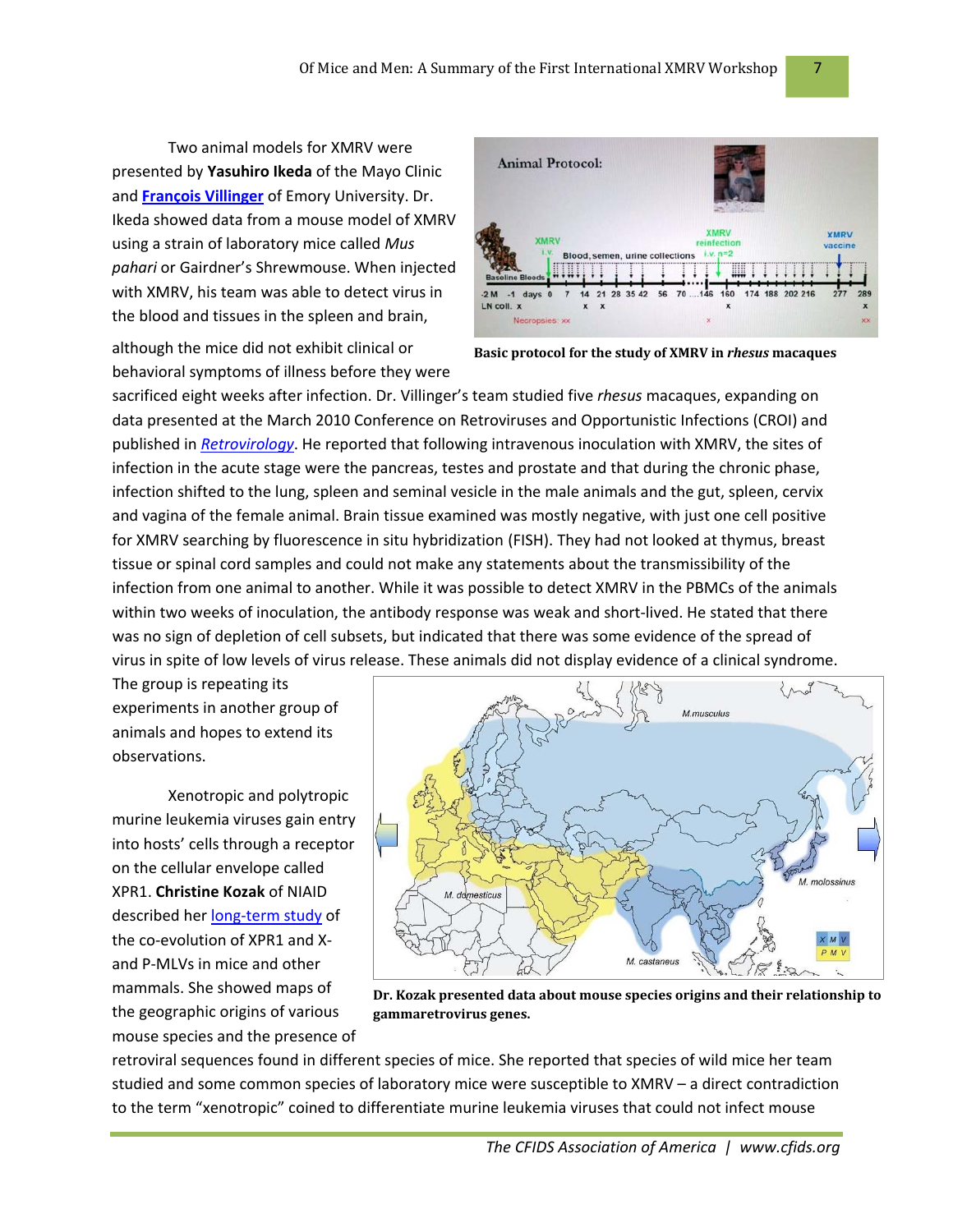Two animal models for XMRV were presented by **Yasuhiro Ikeda** of the Mayo Clinic and **[François Villinger](#)** of Emory University. Dr. Ikeda showed data from a mouse model of XMRV using a strain of laboratory mice called *Mus pahari* or Gairdner's Shrewmouse. When injected with XMRV, his team was able to detect virus in the blood and tissues in the spleen and brain, although the mice did not exhibit clinical or behavioral symptoms of illness before they were sacrificed eight weeks after infection. Dr. Villinger's team studied five *rhesus* macaques, expanding on data presented at the March 2010 Conference on Retroviruses and Opportunistic Infections (CROI) and published in *Retrovirology*. He reported that following intravenous inoculation with XMRV, the sites of infection in the acute stage were the pancreas, testes and prostate and that during the chronic phase, infection shifted to the lung, spleen and seminal vesicle in the male animals and the gut, spleen, cervix and vagina of the female animal. Brain tissue examined was mostly negative, with just one cell positive for XMRV searching by fluorescence in situ hybridization (FISH). They had not looked at thymus, breast tissue or spinal cord samples and could not make any statements about the transmissibility of the infection from one animal to another. While it was possible to detect XMRV in the PBMCs of the animals within two weeks of inoculation, the antibody response was weak and short-lived. He stated that there was no sign of depletion of cell subsets, but indicated that there was some evidence of the spread of virus in spite of low levels of virus release. These animals did not display evidence of a clinical syndrome. The group is repeating its experiments in another group of animals and hopes to extend its observations.

**Basic protocol for the study of XMRV in *rhesus* macaques**

Xenotropic and polytropic murine leukemia viruses gain entry into hosts' cells through a receptor on the cellular envelope called XPR1. **Christine Kozak** of NIAID described her long-term study of the co-evolution of XPR1 and X- and P-MLVs in mice and other mammals. She showed maps of the geographic origins of various mouse species and the presence of retroviral sequences found in different species of mice. She reported that species of wild mice her team studied and some common species of laboratory mice were susceptible to XMRV – a direct contradiction to the term "xenotropic" coined to differentiate murine leukemia viruses that could not infect mouse

**Dr. Kozak presented data about mouse species origins and their relationship to gammaretrovirus genes.**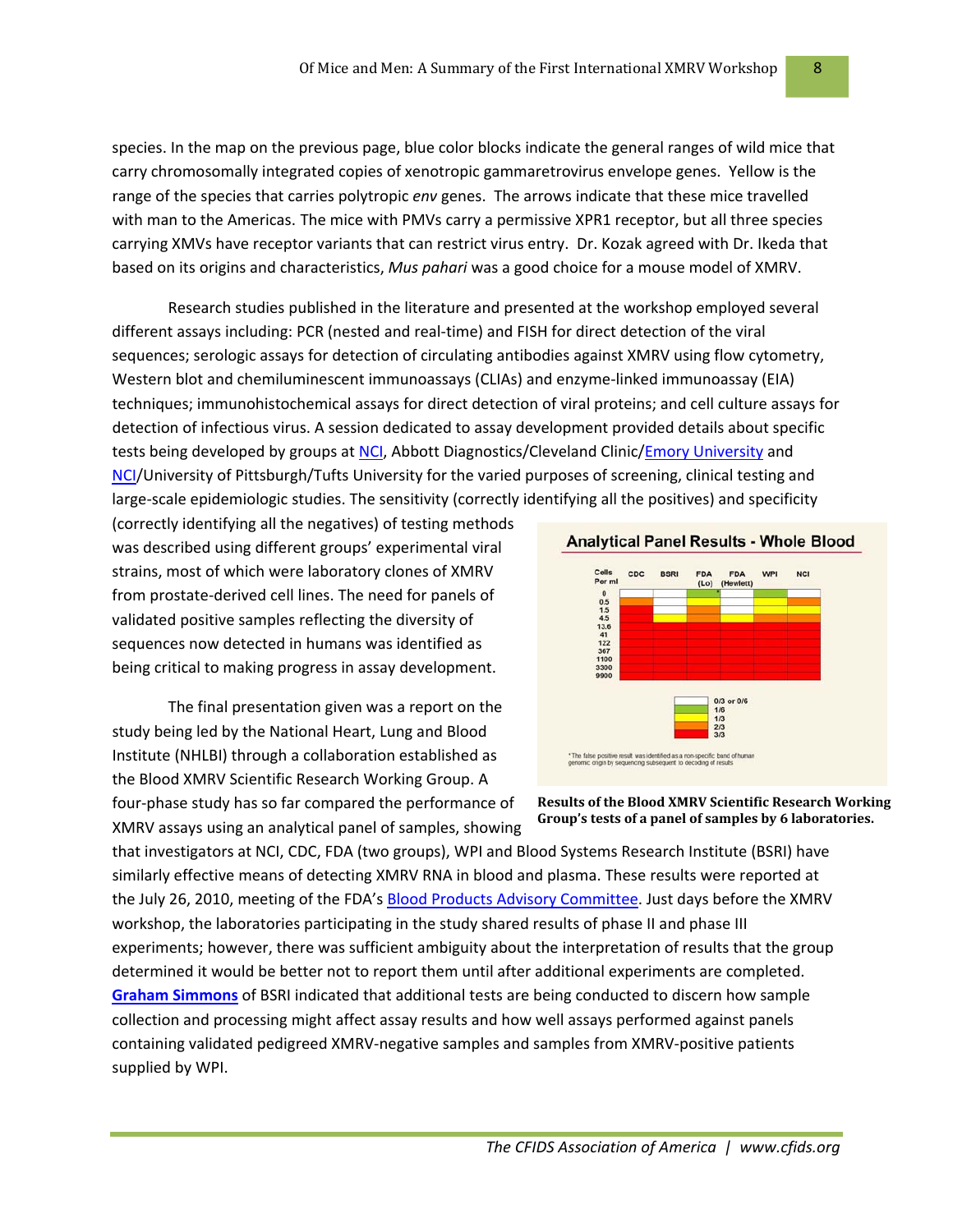species. In the map on the previous page, blue color blocks indicate the general ranges of wild mice that carry chromosomally integrated copies of xenotropic gammaretrovirus envelope genes. Yellow is the range of the species that carries polytropic *env* genes. The arrows indicate that these mice travelled with man to the Americas. The mice with PMVs carry a permissive XPR1 receptor, but all three species carrying XMVs have receptor variants that can restrict virus entry. Dr. Kozak agreed with Dr. Ikeda that based on its origins and characteristics, *Mus pahari* was a good choice for a mouse model of XMRV.

Research studies published in the literature and presented at the workshop employed several different assays including: PCR (nested and real-time) and FISH for direct detection of the viral sequences; serologic assays for detection of circulating antibodies against XMRV using flow cytometry, Western blot and chemiluminescent immunoassays (CLIAs) and enzyme-linked immunoassay (EIA) techniques; immunohistochemical assays for direct detection of viral proteins; and cell culture assays for detection of infectious virus. A session dedicated to assay development provided details about specific tests being developed by groups at NCI, Abbott Diagnostics/Cleveland Clinic/Emory University and NCI/University of Pittsburgh/Tufts University for the varied purposes of screening, clinical testing and large-scale epidemiologic studies. The sensitivity (correctly identifying all the positives) and specificity (correctly identifying all the negatives) of testing methods was described using different groups' experimental viral strains, most of which were laboratory clones of XMRV from prostate-derived cell lines. The need for panels of validated positive samples reflecting the diversity of sequences now detected in humans was identified as being critical to making progress in assay development.

**Results of the Blood XMRV Scientific Research Working Group's tests of a panel of samples by 6 laboratories.**

The final presentation given was a report on the study being led by the National Heart, Lung and Blood Institute (NHLBI) through a collaboration established as the Blood XMRV Scientific Research Working Group. A four-phase study has so far compared the performance of XMRV assays using an analytical panel of samples, showing that investigators at NCI, CDC, FDA (two groups), WPI and Blood Systems Research Institute (BSRI) have similarly effective means of detecting XMRV RNA in blood and plasma. These results were reported at the July 26, 2010, meeting of the FDA's Blood Products Advisory Committee. Just days before the XMRV workshop, the laboratories participating in the study shared results of phase II and phase III experiments; however, there was sufficient ambiguity about the interpretation of results that the group determined it would be better not to report them until after additional experiments are completed. **Graham Simmons** of BSRI indicated that additional tests are being conducted to discern how sample collection and processing might affect assay results and how well assays performed against panels containing validated pedigreed XMRV-negative samples and samples from XMRV-positive patients supplied by WPI.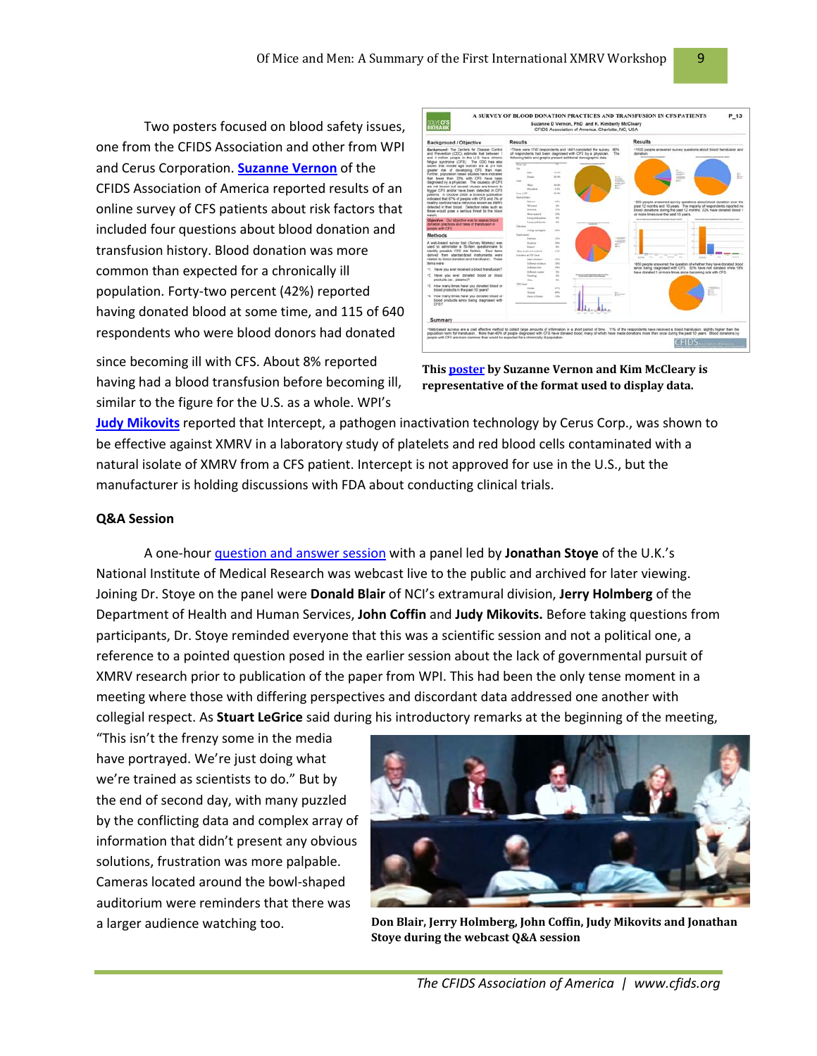Two posters focused on blood safety issues, one from the CFIDS Association and other from WPI and Cerus Corporation. **Suzanne Vernon** of the CFIDS Association of America reported results of an online survey of CFS patients about risk factors that included four questions about blood donation and transfusion history. Blood donation was more common than expected for a chronically ill population. Forty-two percent (42%) reported having donated blood at some time, and 115 of 640 respondents who were blood donors had donated since becoming ill with CFS. About 8% reported having had a blood transfusion before becoming ill, similar to the figure for the U.S. as a whole. WPI's **Judy Mikovits** reported that Intercept, a pathogen inactivation technology by Cerus Corp., was shown to be effective against XMRV in a laboratory study of platelets and red blood cells contaminated with a natural isolate of XMRV from a CFS patient. Intercept is not approved for use in the U.S., but the manufacturer is holding discussions with FDA about conducting clinical trials.

**This poster by Suzanne Vernon and Kim McCleary is representative of the format used to display data.**

## Q&A Session

A one-hour question and answer session with a panel led by **Jonathan Stoye** of the U.K.'s National Institute of Medical Research was webcast live to the public and archived for later viewing. Joining Dr. Stoye on the panel were **Donald Blair** of NCI's extramural division, **Jerry Holmberg** of the Department of Health and Human Services, **John Coffin** and **Judy Mikovits.** Before taking questions from participants, Dr. Stoye reminded everyone that this was a scientific session and not a political one, a reference to a pointed question posed in the earlier session about the lack of governmental pursuit of XMRV research prior to publication of the paper from WPI. This had been the only tense moment in a meeting where those with differing perspectives and discordant data addressed one another with collegial respect. As **Stuart LeGrice** said during his introductory remarks at the beginning of the meeting, "This isn't the frenzy some in the media have portrayed. We're just doing what we're trained as scientists to do." But by the end of second day, with many puzzled by the conflicting data and complex array of information that didn't present any obvious solutions, frustration was more palpable. Cameras located around the bowl-shaped auditorium were reminders that there was a larger audience watching too.

**Don Blair, Jerry Holmberg, John Coffin, Judy Mikovits and Jonathan Stoye during the webcast Q&A session**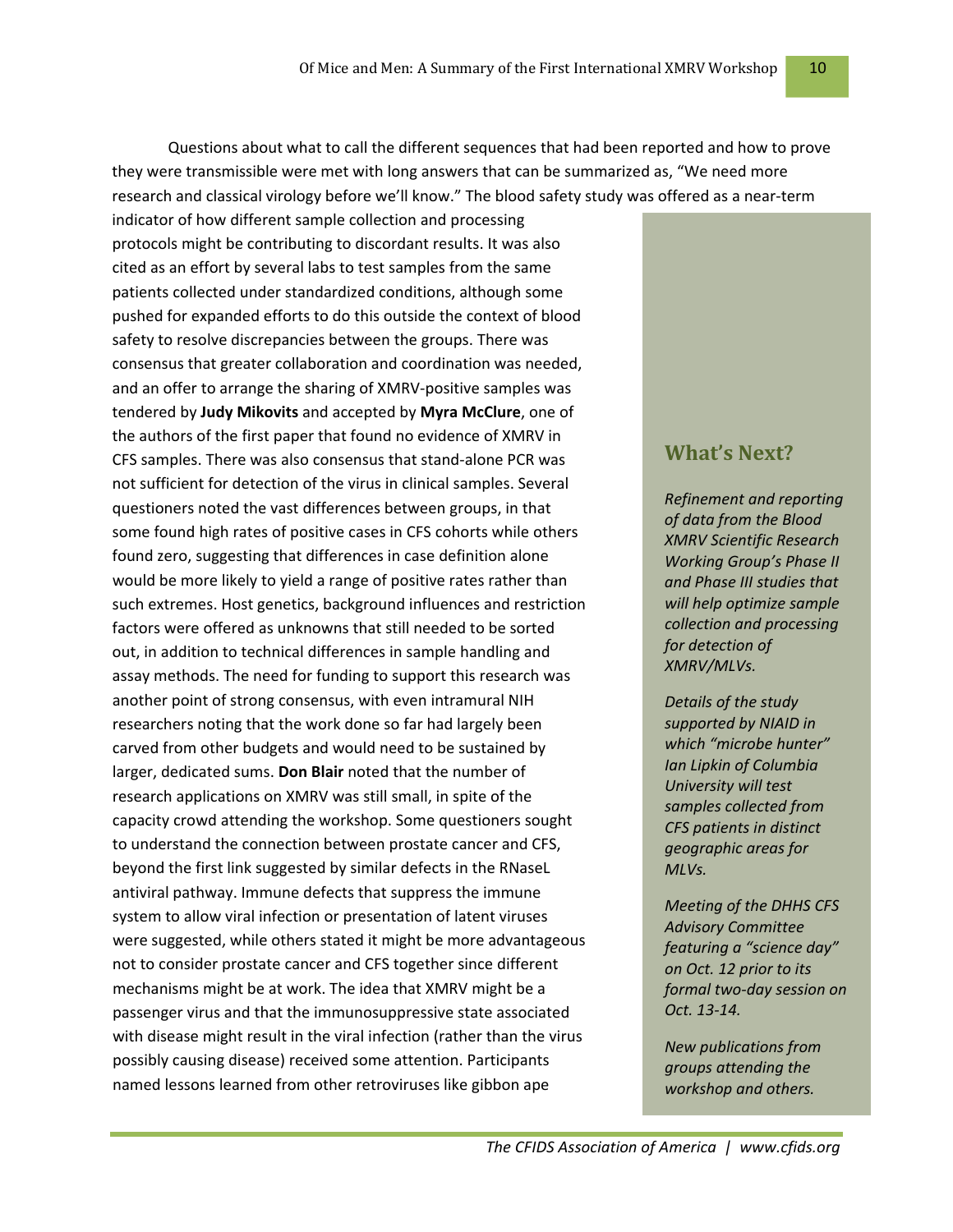Questions about what to call the different sequences that had been reported and how to prove they were transmissible were met with long answers that can be summarized as, "We need more research and classical virology before we'll know." The blood safety study was offered as a near-term indicator of how different sample collection and processing protocols might be contributing to discordant results. It was also cited as an effort by several labs to test samples from the same patients collected under standardized conditions, although some pushed for expanded efforts to do this outside the context of blood safety to resolve discrepancies between the groups. There was consensus that greater collaboration and coordination was needed, and an offer to arrange the sharing of XMRV-positive samples was tendered by **Judy Mikovits** and accepted by **Myra McClure**, one of the authors of the first paper that found no evidence of XMRV in CFS samples. There was also consensus that stand-alone PCR was not sufficient for detection of the virus in clinical samples. Several questioners noted the vast differences between groups, in that some found high rates of positive cases in CFS cohorts while others found zero, suggesting that differences in case definition alone would be more likely to yield a range of positive rates rather than such extremes. Host genetics, background influences and restriction factors were offered as unknowns that still needed to be sorted out, in addition to technical differences in sample handling and assay methods. The need for funding to support this research was another point of strong consensus, with even intramural NIH researchers noting that the work done so far had largely been carved from other budgets and would need to be sustained by larger, dedicated sums. **Don Blair** noted that the number of research applications on XMRV was still small, in spite of the capacity crowd attending the workshop. Some questioners sought to understand the connection between prostate cancer and CFS, beyond the first link suggested by similar defects in the RNaseL antiviral pathway. Immune defects that suppress the immune system to allow viral infection or presentation of latent viruses were suggested, while others stated it might be more advantageous not to consider prostate cancer and CFS together since different mechanisms might be at work. The idea that XMRV might be a passenger virus and that the immunosuppressive state associated with disease might result in the viral infection (rather than the virus possibly causing disease) received some attention. Participants named lessons learned from other retroviruses like gibbon ape

## What's Next?

*Refinement and reporting of data from the Blood XMRV Scientific Research Working Group's Phase II and Phase III studies that will help optimize sample collection and processing for detection of XMRV/MLVs.*

*Details of the study supported by NIAID in which "microbe hunter" Ian Lipkin of Columbia University will test samples collected from CFS patients in distinct geographic areas for MLVs.*

*Meeting of the DHHS CFS Advisory Committee featuring a "science day" on Oct. 12 prior to its formal two-day session on Oct. 13-14.*

*New publications from groups attending the workshop and others.*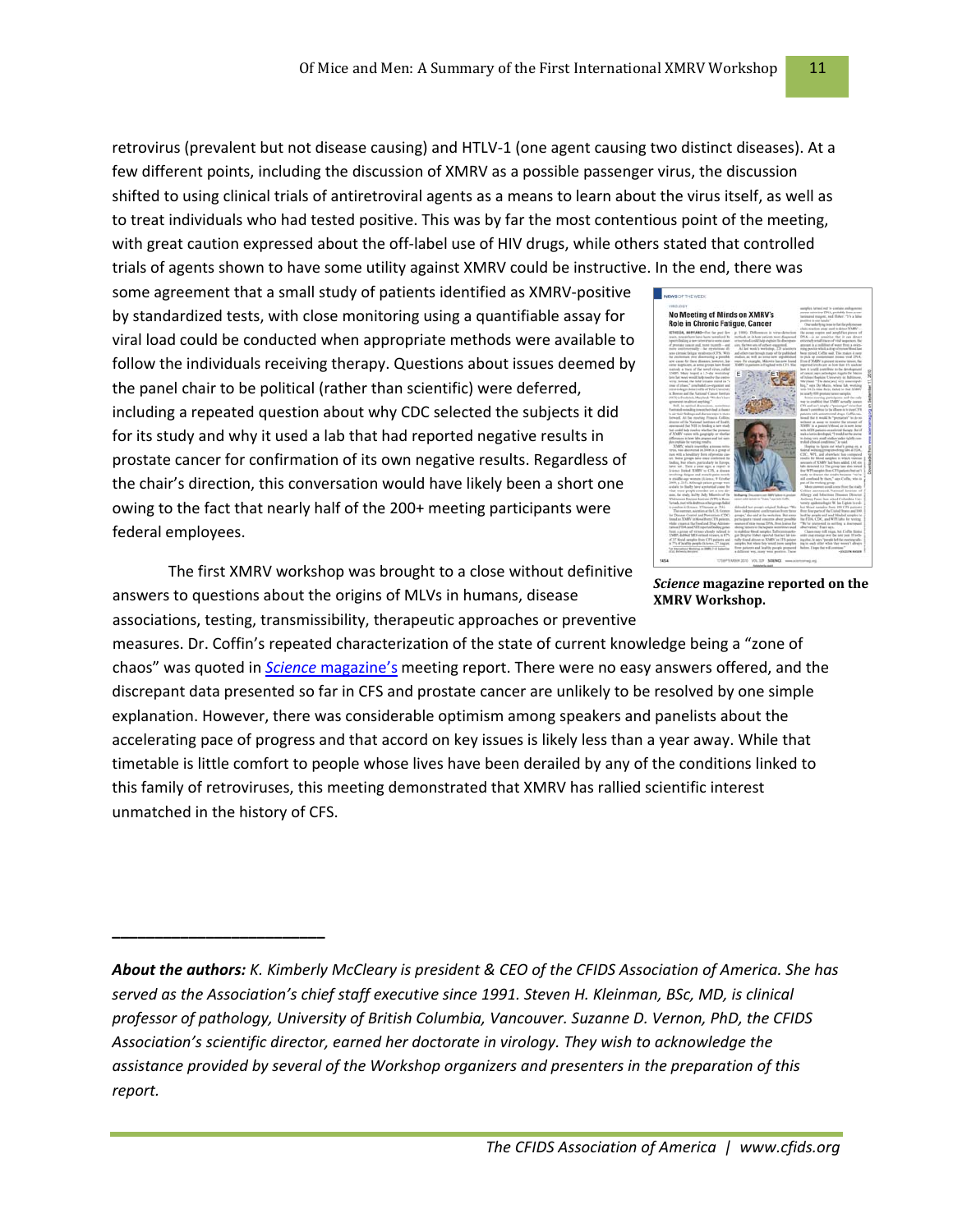retrovirus (prevalent but not disease causing) and HTLV-1 (one agent causing two distinct diseases). At a few different points, including the discussion of XMRV as a possible passenger virus, the discussion shifted to using clinical trials of antiretroviral agents as a means to learn about the virus itself, as well as to treat individuals who had tested positive. This was by far the most contentious point of the meeting, with great caution expressed about the off-label use of HIV drugs, while others stated that controlled trials of agents shown to have some utility against XMRV could be instructive. In the end, there was some agreement that a small study of patients identified as XMRV-positive by standardized tests, with close monitoring using a quantifiable assay for viral load could be conducted when appropriate methods were available to follow the individuals receiving therapy. Questions about issues deemed by the panel chair to be political (rather than scientific) were deferred, including a repeated question about why CDC selected the subjects it did for its study and why it used a lab that had reported negative results in prostate cancer for confirmation of its own negative results. Regardless of the chair's direction, this conversation would have likely been a short one owing to the fact that nearly half of the 200+ meeting participants were federal employees.

***Science*** **magazine reported on the XMRV Workshop.**

The first XMRV workshop was brought to a close without definitive answers to questions about the origins of MLVs in humans, disease associations, testing, transmissibility, therapeutic approaches or preventive measures. Dr. Coffin's repeated characterization of the state of current knowledge being a "zone of chaos" was quoted in *Science* magazine's meeting report. There were no easy answers offered, and the discrepant data presented so far in CFS and prostate cancer are unlikely to be resolved by one simple explanation. However, there was considerable optimism among speakers and panelists about the accelerating pace of progress and that accord on key issues is likely less than a year away. While that timetable is little comfort to people whose lives have been derailed by any of the conditions linked to this family of retroviruses, this meeting demonstrated that XMRV has rallied scientific interest unmatched in the history of CFS.

---

***About the authors:*** *K. Kimberly McCleary is president & CEO of the CFIDS Association of America. She has served as the Association's chief staff executive since 1991. Steven H. Kleinman, BSc, MD, is clinical professor of pathology, University of British Columbia, Vancouver. Suzanne D. Vernon, PhD, the CFIDS Association's scientific director, earned her doctorate in virology. They wish to acknowledge the assistance provided by several of the Workshop organizers and presenters in the preparation of this report.*